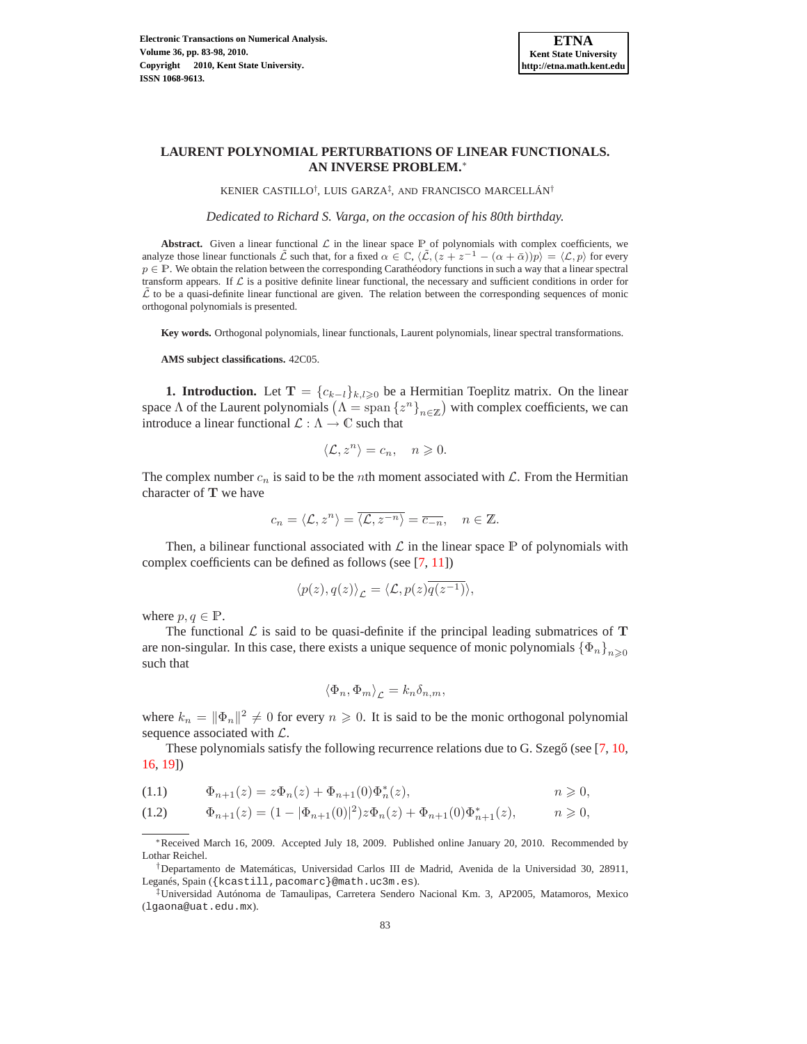# LAURENT POLYNOMIAL PERTURBATIONS OF LINEAR FUNCTIONALS. AN INVERSE PROBLEM.*

KENIER CASTILLO†, LUIS GARZA‡, AND FRANCISCO MARCELLÁN†

*Dedicated to Richard S. Varga, on the occasion of his 80th birthday.*

**Abstract.** Given a linear functional $\mathcal{L}$ in the linear space $\mathbb{P}$ of polynomials with complex coefficients, we analyze those linear functionals $\tilde{\mathcal{L}}$ such that, for a fixed $\alpha \in \mathbb{C}$, $\langle \tilde{\mathcal{L}}, (z + z^{-1} - (\alpha + \bar{\alpha}))p \rangle = \langle \mathcal{L}, p \rangle$ for every $p \in \mathbb{P}$. We obtain the relation between the corresponding Carathéodory functions in such a way that a linear spectral transform appears. If $\mathcal{L}$ is a positive definite linear functional, the necessary and sufficient conditions in order for $\tilde{\mathcal{L}}$ to be a quasi-definite linear functional are given. The relation between the corresponding sequences of monic orthogonal polynomials is presented.

**Key words.** Orthogonal polynomials, linear functionals, Laurent polynomials, linear spectral transformations.

**AMS subject classifications.** 42C05.

## 1. Introduction.

Let $\mathbf{T} = \{c_{k-l}\}_{k,l \geqslant 0}$ be a Hermitian Toeplitz matrix. On the linear space $\Lambda$ of the Laurent polynomials $\left(\Lambda = \operatorname{span}\{z^n\}_{n \in \mathbb{Z}}\right)$ with complex coefficients, we can introduce a linear functional $\mathcal{L} : \Lambda \to \mathbb{C}$ such that

$$\langle \mathcal{L}, z^n \rangle = c_n, \quad n \geqslant 0.$$

The complex number $c_n$ is said to be the $n$th moment associated with $\mathcal{L}$. From the Hermitian character of $\mathbf{T}$ we have

$$c_n = \langle \mathcal{L}, z^n \rangle = \overline{\langle \mathcal{L}, z^{-n} \rangle} = \overline{c_{-n}}, \quad n \in \mathbb{Z}.$$

Then, a bilinear functional associated with $\mathcal{L}$ in the linear space $\mathbb{P}$ of polynomials with complex coefficients can be defined as follows (see [7, 11])

$$\langle p(z), q(z) \rangle_{\mathcal{L}} = \langle \mathcal{L}, p(z)\overline{q(z^{-1})} \rangle,$$

where $p, q \in \mathbb{P}$.

The functional $\mathcal{L}$ is said to be quasi-definite if the principal leading submatrices of $\mathbf{T}$ are non-singular. In this case, there exists a unique sequence of monic polynomials $\{\Phi_n\}_{n \geqslant 0}$ such that

$$\langle \Phi_n, \Phi_m \rangle_{\mathcal{L}} = k_n \delta_{n,m},$$

where $k_n = \|\Phi_n\|^2 \neq 0$ for every $n \geqslant 0$. It is said to be the monic orthogonal polynomial sequence associated with $\mathcal{L}$.

These polynomials satisfy the following recurrence relations due to G. Szegő (see [7, 10, 16, 19])

$$\Phi_{n+1}(z) = z\Phi_n(z) + \Phi_{n+1}(0)\Phi_n^*(z), \qquad n \geqslant 0, \tag{1.1}$$

$$\Phi_{n+1}(z) = (1 - |\Phi_{n+1}(0)|^2) z\Phi_n(z) + \Phi_{n+1}(0)\Phi_{n+1}^*(z), \qquad n \geqslant 0, \tag{1.2}$$

---

*Received March 16, 2009. Accepted July 18, 2009. Published online January 20, 2010. Recommended by Lothar Reichel.

†Departamento de Matemáticas, Universidad Carlos III de Madrid, Avenida de la Universidad 30, 28911, Leganés, Spain ({kcastill,pacomarc}@math.uc3m.es).

‡Universidad Autónoma de Tamaulipas, Carretera Sendero Nacional Km. 3, AP2005, Matamoros, Mexico (lgaona@uat.edu.mx).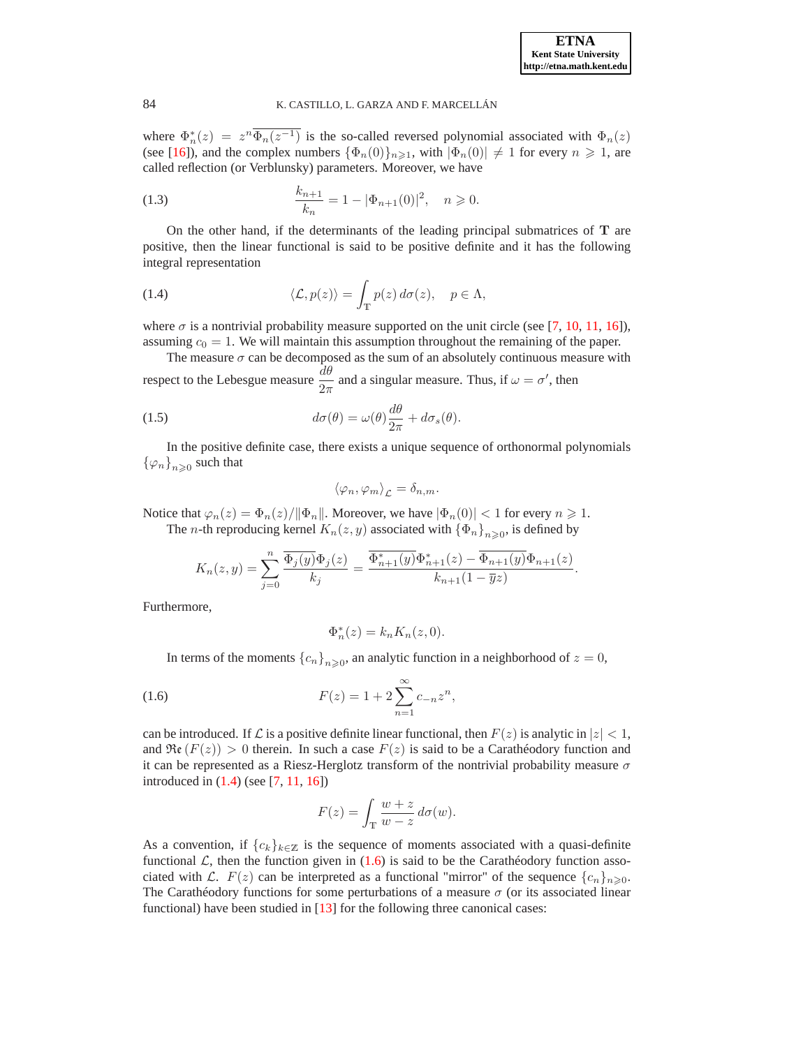where $\Phi_n^*(z) = z^n\overline{\Phi_n(z^{-1})}$ is the so-called reversed polynomial associated with $\Phi_n(z)$ (see [16]), and the complex numbers $\{\Phi_n(0)\}_{n\geqslant 1}$, with $|\Phi_n(0)| \neq 1$ for every $n \geqslant 1$, are called reflection (or Verblunsky) parameters. Moreover, we have

$$\frac{k_{n+1}}{k_n} = 1 - |\Phi_{n+1}(0)|^2, \quad n \geqslant 0. \tag{1.3}$$

On the other hand, if the determinants of the leading principal submatrices of $\mathbf{T}$ are positive, then the linear functional is said to be positive definite and it has the following integral representation

$$\langle \mathcal{L}, p(z)\rangle = \int_{\mathbb{T}} p(z)\, d\sigma(z), \quad p \in \Lambda, \tag{1.4}$$

where $\sigma$ is a nontrivial probability measure supported on the unit circle (see [7, 10, 11, 16]), assuming $c_0 = 1$. We will maintain this assumption throughout the remaining of the paper.

The measure $\sigma$ can be decomposed as the sum of an absolutely continuous measure with respect to the Lebesgue measure $\dfrac{d\theta}{2\pi}$ and a singular measure. Thus, if $\omega = \sigma'$, then

$$d\sigma(\theta) = \omega(\theta)\frac{d\theta}{2\pi} + d\sigma_s(\theta). \tag{1.5}$$

In the positive definite case, there exists a unique sequence of orthonormal polynomials $\{\varphi_n\}_{n\geqslant 0}$ such that

$$\langle \varphi_n, \varphi_m\rangle_{\mathcal{L}} = \delta_{n,m}.$$

Notice that $\varphi_n(z) = \Phi_n(z)/\|\Phi_n\|$. Moreover, we have $|\Phi_n(0)| < 1$ for every $n \geqslant 1$.

The $n$-th reproducing kernel $K_n(z, y)$ associated with $\{\Phi_n\}_{n\geqslant 0}$, is defined by

$$K_n(z,y) = \sum_{j=0}^{n} \frac{\overline{\Phi_j(y)}\Phi_j(z)}{k_j} = \frac{\overline{\Phi_{n+1}^*(y)}\Phi_{n+1}^*(z) - \overline{\Phi_{n+1}(y)}\Phi_{n+1}(z)}{k_{n+1}(1-\overline{y}z)}.$$

Furthermore,

$$\Phi_n^*(z) = k_n K_n(z, 0).$$

In terms of the moments $\{c_n\}_{n\geqslant 0}$, an analytic function in a neighborhood of $z = 0$,

$$F(z) = 1 + 2\sum_{n=1}^{\infty} c_{-n} z^n, \tag{1.6}$$

can be introduced. If $\mathcal{L}$ is a positive definite linear functional, then $F(z)$ is analytic in $|z| < 1$, and $\mathfrak{Re}\,(F(z)) > 0$ therein. In such a case $F(z)$ is said to be a Carathéodory function and it can be represented as a Riesz-Herglotz transform of the nontrivial probability measure $\sigma$ introduced in (1.4) (see [7, 11, 16])

$$F(z) = \int_{\mathbb{T}} \frac{w+z}{w-z}\, d\sigma(w).$$

As a convention, if $\{c_k\}_{k\in\mathbb{Z}}$ is the sequence of moments associated with a quasi-definite functional $\mathcal{L}$, then the function given in (1.6) is said to be the Carathéodory function associated with $\mathcal{L}$. $F(z)$ can be interpreted as a functional "mirror" of the sequence $\{c_n\}_{n\geqslant 0}$. The Carathéodory functions for some perturbations of a measure $\sigma$ (or its associated linear functional) have been studied in [13] for the following three canonical cases: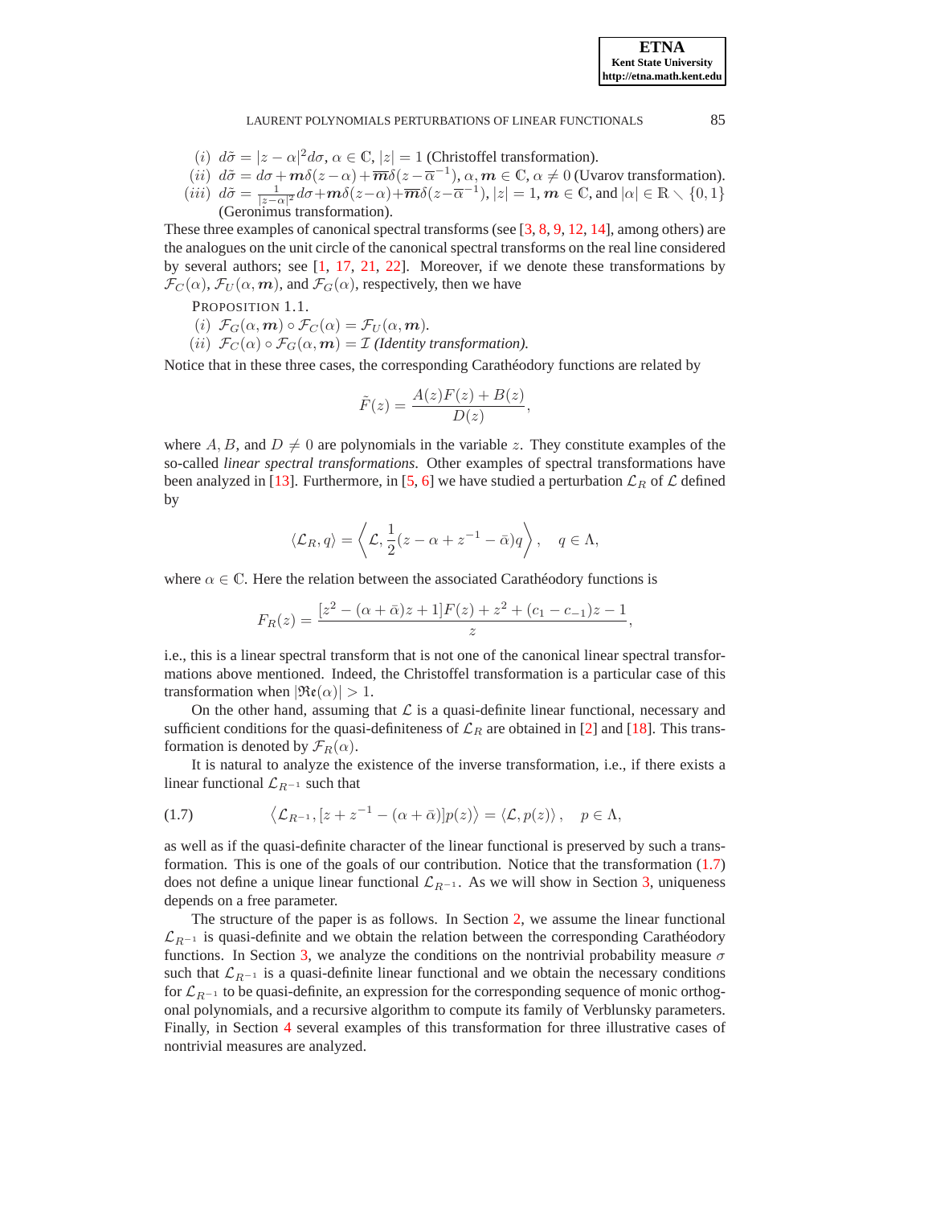(*i*) $d\tilde{\sigma} = |z-\alpha|^2 d\sigma$, $\alpha \in \mathbb{C}$, $|z| = 1$ (Christoffel transformation).

(*ii*) $d\tilde{\sigma} = d\sigma + \boldsymbol{m}\delta(z-\alpha) + \overline{\boldsymbol{m}}\delta(z-\overline{\alpha}^{-1})$, $\alpha, \boldsymbol{m} \in \mathbb{C}$, $\alpha \neq 0$ (Uvarov transformation).

(*iii*) $d\tilde{\sigma} = \frac{1}{|z-\alpha|^2}d\sigma + \boldsymbol{m}\delta(z-\alpha) + \overline{\boldsymbol{m}}\delta(z-\overline{\alpha}^{-1})$, $|z| = 1$, $\boldsymbol{m} \in \mathbb{C}$, and $|\alpha| \in \mathbb{R} \setminus \{0, 1\}$ (Geronimus transformation).

These three examples of canonical spectral transforms (see [3, 8, 9, 12, 14], among others) are the analogues on the unit circle of the canonical spectral transforms on the real line considered by several authors; see [1, 17, 21, 22]. Moreover, if we denote these transformations by $\mathcal{F}_C(\alpha)$, $\mathcal{F}_U(\alpha, \boldsymbol{m})$, and $\mathcal{F}_G(\alpha)$, respectively, then we have

PROPOSITION 1.1.

(*i*) $\mathcal{F}_G(\alpha, \boldsymbol{m}) \circ \mathcal{F}_C(\alpha) = \mathcal{F}_U(\alpha, \boldsymbol{m})$.

(*ii*) $\mathcal{F}_C(\alpha) \circ \mathcal{F}_G(\alpha, \boldsymbol{m}) = \mathcal{I}$ *(Identity transformation).*

Notice that in these three cases, the corresponding Carathéodory functions are related by

$$\tilde{F}(z) = \frac{A(z)F(z) + B(z)}{D(z)},$$

where $A, B$, and $D \neq 0$ are polynomials in the variable $z$. They constitute examples of the so-called *linear spectral transformations*. Other examples of spectral transformations have been analyzed in [13]. Furthermore, in [5, 6] we have studied a perturbation $\mathcal{L}_R$ of $\mathcal{L}$ defined by

$$\langle \mathcal{L}_R, q \rangle = \left\langle \mathcal{L}, \frac{1}{2}(z - \alpha + z^{-1} - \bar{\alpha})q \right\rangle, \quad q \in \Lambda,$$

where $\alpha \in \mathbb{C}$. Here the relation between the associated Carathéodory functions is

$$F_R(z) = \frac{[z^2 - (\alpha + \bar{\alpha})z + 1]F(z) + z^2 + (c_1 - c_{-1})z - 1}{z},$$

i.e., this is a linear spectral transform that is not one of the canonical linear spectral transformations above mentioned. Indeed, the Christoffel transformation is a particular case of this transformation when $|\mathfrak{Re}(\alpha)| > 1$.

On the other hand, assuming that $\mathcal{L}$ is a quasi-definite linear functional, necessary and sufficient conditions for the quasi-definiteness of $\mathcal{L}_R$ are obtained in [2] and [18]. This transformation is denoted by $\mathcal{F}_R(\alpha)$.

It is natural to analyze the existence of the inverse transformation, i.e., if there exists a linear functional $\mathcal{L}_{R^{-1}}$ such that

$$\left\langle \mathcal{L}_{R^{-1}}, [z + z^{-1} - (\alpha + \bar{\alpha})]p(z) \right\rangle = \langle \mathcal{L}, p(z) \rangle, \quad p \in \Lambda, \tag{1.7}$$

as well as if the quasi-definite character of the linear functional is preserved by such a transformation. This is one of the goals of our contribution. Notice that the transformation (1.7) does not define a unique linear functional $\mathcal{L}_{R^{-1}}$. As we will show in Section 3, uniqueness depends on a free parameter.

The structure of the paper is as follows. In Section 2, we assume the linear functional $\mathcal{L}_{R^{-1}}$ is quasi-definite and we obtain the relation between the corresponding Carathéodory functions. In Section 3, we analyze the conditions on the nontrivial probability measure $\sigma$ such that $\mathcal{L}_{R^{-1}}$ is a quasi-definite linear functional and we obtain the necessary conditions for $\mathcal{L}_{R^{-1}}$ to be quasi-definite, an expression for the corresponding sequence of monic orthogonal polynomials, and a recursive algorithm to compute its family of Verblunsky parameters. Finally, in Section 4 several examples of this transformation for three illustrative cases of nontrivial measures are analyzed.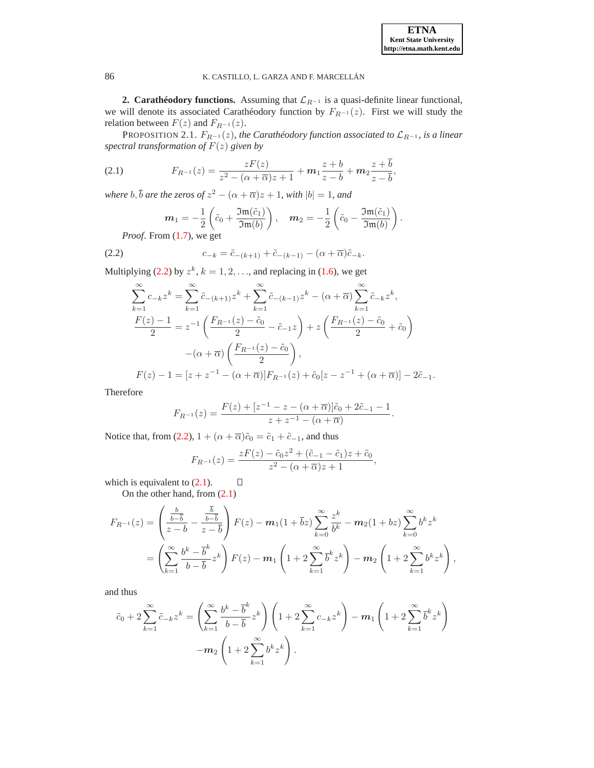**2. Carathéodory functions.** Assuming that $\mathcal{L}_{R^{-1}}$ is a quasi-definite linear functional, we will denote its associated Carathéodory function by $F_{R^{-1}}(z)$. First we will study the relation between $F(z)$ and $F_{R^{-1}}(z)$.

PROPOSITION 2.1. *$F_{R^{-1}}(z)$, the Carathéodory function associated to $\mathcal{L}_{R^{-1}}$, is a linear spectral transformation of $F(z)$ given by*

$$F_{R^{-1}}(z) = \frac{zF(z)}{z^2 - (\alpha + \overline{\alpha})z + 1} + \boldsymbol{m}_1 \frac{z+b}{z-b} + \boldsymbol{m}_2 \frac{z+\overline{b}}{z-\overline{b}}, \tag{2.1}$$

*where $b, \overline{b}$ are the zeros of $z^2 - (\alpha + \overline{\alpha})z + 1$, with $|b| = 1$, and*

$$\boldsymbol{m}_1 = -\frac{1}{2}\left(\tilde{c}_0 + \frac{\mathfrak{Im}(\tilde{c}_1)}{\mathfrak{Im}(b)}\right), \quad \boldsymbol{m}_2 = -\frac{1}{2}\left(\tilde{c}_0 - \frac{\mathfrak{Im}(\tilde{c}_1)}{\mathfrak{Im}(b)}\right).$$

*Proof.* From (1.7), we get

$$c_{-k} = \tilde{c}_{-(k+1)} + \tilde{c}_{-(k-1)} - (\alpha + \overline{\alpha})\tilde{c}_{-k}. \tag{2.2}$$

Multiplying (2.2) by $z^k$, $k = 1, 2, \ldots$, and replacing in (1.6), we get

$$\begin{aligned}
\sum_{k=1}^{\infty} c_{-k} z^k &= \sum_{k=1}^{\infty} \tilde{c}_{-(k+1)} z^k + \sum_{k=1}^{\infty} \tilde{c}_{-(k-1)} z^k - (\alpha + \overline{\alpha}) \sum_{k=1}^{\infty} \tilde{c}_{-k} z^k, \\
\frac{F(z) - 1}{2} &= z^{-1}\left(\frac{F_{R^{-1}}(z) - \tilde{c}_0}{2} - \tilde{c}_{-1} z\right) + z\left(\frac{F_{R^{-1}}(z) - \tilde{c}_0}{2} + \tilde{c}_0\right) \\
&\quad -(\alpha + \overline{\alpha})\left(\frac{F_{R^{-1}}(z) - \tilde{c}_0}{2}\right), \\
F(z) - 1 &= [z + z^{-1} - (\alpha + \overline{\alpha})]F_{R^{-1}}(z) + \tilde{c}_0[z - z^{-1} + (\alpha + \overline{\alpha})] - 2\tilde{c}_{-1}.
\end{aligned}$$

Therefore

$$F_{R^{-1}}(z) = \frac{F(z) + [z^{-1} - z - (\alpha + \overline{\alpha})]\tilde{c}_0 + 2\tilde{c}_{-1} - 1}{z + z^{-1} - (\alpha + \overline{\alpha})}.$$

Notice that, from (2.2), $1 + (\alpha + \overline{\alpha})\tilde{c}_0 = \tilde{c}_1 + \tilde{c}_{-1}$, and thus

$$F_{R^{-1}}(z) = \frac{zF(z) - \tilde{c}_0 z^2 + (\tilde{c}_{-1} - \tilde{c}_1)z + \tilde{c}_0}{z^2 - (\alpha + \overline{\alpha})z + 1},$$

which is equivalent to (2.1). $\square$

On the other hand, from (2.1)

$$\begin{aligned}
F_{R^{-1}}(z) &= \left(\frac{\frac{b}{b-\overline{b}}}{z-b} - \frac{\frac{\overline{b}}{b-\overline{b}}}{z-\overline{b}}\right) F(z) - \boldsymbol{m}_1(1 + \overline{b}z)\sum_{k=0}^{\infty} \frac{z^k}{b^k} - \boldsymbol{m}_2(1 + bz)\sum_{k=0}^{\infty} b^k z^k \\
&= \left(\sum_{k=1}^{\infty} \frac{b^k - \overline{b}^k}{b - \overline{b}} z^k\right) F(z) - \boldsymbol{m}_1\left(1 + 2\sum_{k=1}^{\infty} \overline{b}^k z^k\right) - \boldsymbol{m}_2\left(1 + 2\sum_{k=1}^{\infty} b^k z^k\right),
\end{aligned}$$

and thus

$$\begin{aligned}
\tilde{c}_0 + 2\sum_{k=1}^{\infty} \tilde{c}_{-k} z^k &= \left(\sum_{k=1}^{\infty} \frac{b^k - \overline{b}^k}{b - \overline{b}} z^k\right)\left(1 + 2\sum_{k=1}^{\infty} c_{-k} z^k\right) - \boldsymbol{m}_1\left(1 + 2\sum_{k=1}^{\infty} \overline{b}^k z^k\right) \\
&\quad -\boldsymbol{m}_2\left(1 + 2\sum_{k=1}^{\infty} b^k z^k\right).
\end{aligned}$$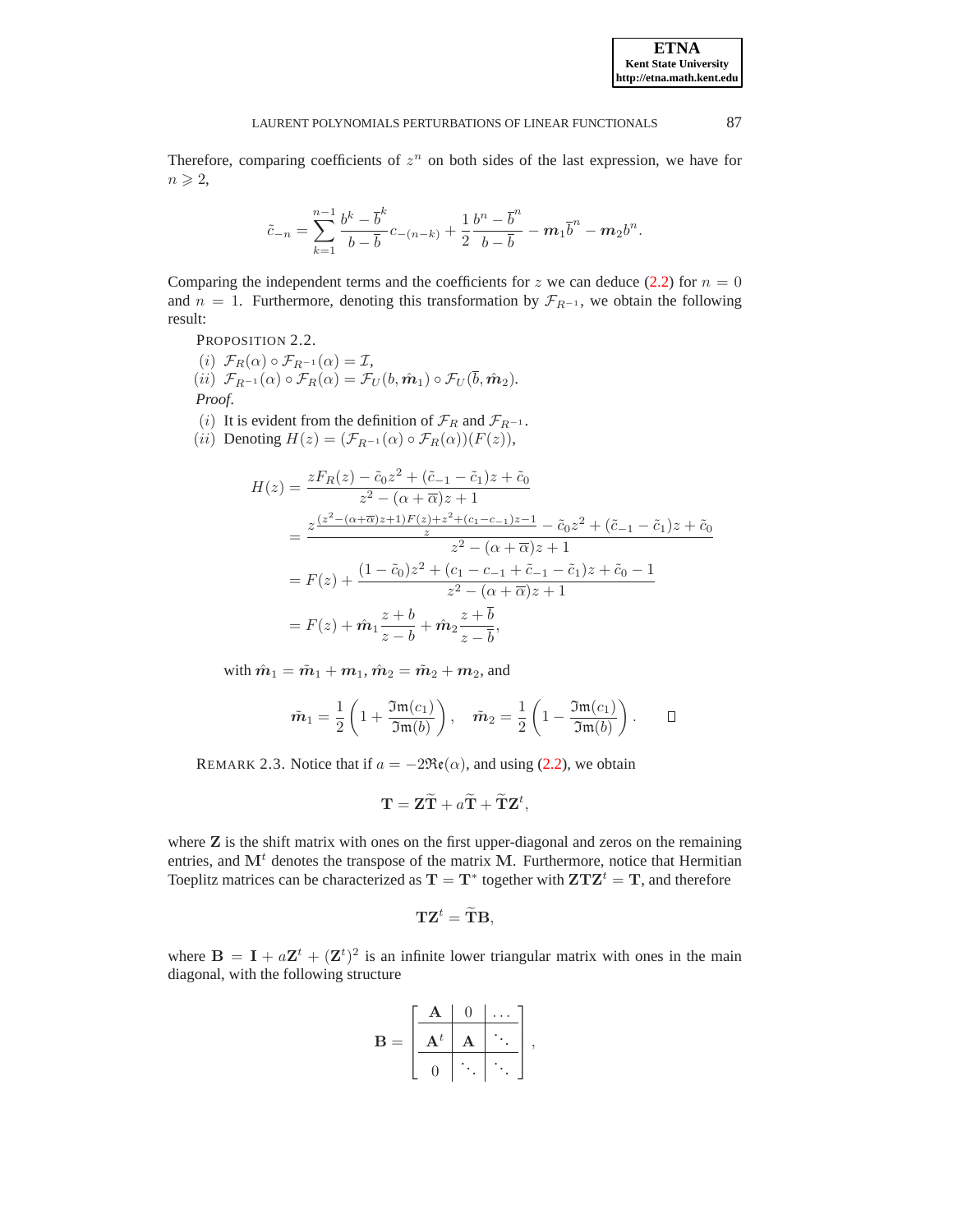Therefore, comparing coefficients of $z^n$ on both sides of the last expression, we have for $n \geqslant 2$,

$$\tilde{c}_{-n} = \sum_{k=1}^{n-1} \frac{b^k - \overline{b}^k}{b - \overline{b}} c_{-(n-k)} + \frac{1}{2} \frac{b^n - \overline{b}^n}{b - \overline{b}} - \boldsymbol{m}_1 \overline{b}^n - \boldsymbol{m}_2 b^n.$$

Comparing the independent terms and the coefficients for $z$ we can deduce (2.2) for $n = 0$ and $n = 1$. Furthermore, denoting this transformation by $\mathcal{F}_{R^{-1}}$, we obtain the following result:

PROPOSITION 2.2.

$(i)$ $\mathcal{F}_R(\alpha) \circ \mathcal{F}_{R^{-1}}(\alpha) = \mathcal{I}$,

$(ii)$ $\mathcal{F}_{R^{-1}}(\alpha) \circ \mathcal{F}_R(\alpha) = \mathcal{F}_U(b, \hat{\boldsymbol{m}}_1) \circ \mathcal{F}_U(\overline{b}, \hat{\boldsymbol{m}}_2)$.

*Proof.*

$(i)$ It is evident from the definition of $\mathcal{F}_R$ and $\mathcal{F}_{R^{-1}}$.

$(ii)$ Denoting $H(z) = (\mathcal{F}_{R^{-1}}(\alpha) \circ \mathcal{F}_R(\alpha))(F(z))$,

$$\begin{aligned} H(z) &= \frac{zF_R(z) - \tilde{c}_0 z^2 + (\tilde{c}_{-1} - \tilde{c}_1)z + \tilde{c}_0}{z^2 - (\alpha + \overline{\alpha})z + 1} \\ &= \frac{z\frac{(z^2 - (\alpha+\overline{\alpha})z + 1)F(z) + z^2 + (c_1 - c_{-1})z - 1}{z} - \tilde{c}_0 z^2 + (\tilde{c}_{-1} - \tilde{c}_1)z + \tilde{c}_0}{z^2 - (\alpha + \overline{\alpha})z + 1} \\ &= F(z) + \frac{(1 - \tilde{c}_0)z^2 + (c_1 - c_{-1} + \tilde{c}_{-1} - \tilde{c}_1)z + \tilde{c}_0 - 1}{z^2 - (\alpha + \overline{\alpha})z + 1} \\ &= F(z) + \hat{\boldsymbol{m}}_1 \frac{z + b}{z - b} + \hat{\boldsymbol{m}}_2 \frac{z + \overline{b}}{z - \overline{b}}, \end{aligned}$$

with $\hat{\boldsymbol{m}}_1 = \tilde{\boldsymbol{m}}_1 + \boldsymbol{m}_1$, $\hat{\boldsymbol{m}}_2 = \tilde{\boldsymbol{m}}_2 + \boldsymbol{m}_2$, and

$$\tilde{\boldsymbol{m}}_1 = \frac{1}{2}\left(1 + \frac{\mathfrak{Im}(c_1)}{\mathfrak{Im}(b)}\right), \quad \tilde{\boldsymbol{m}}_2 = \frac{1}{2}\left(1 - \frac{\mathfrak{Im}(c_1)}{\mathfrak{Im}(b)}\right). \qquad \square$$

REMARK 2.3. Notice that if $a = -2\mathfrak{Re}(\alpha)$, and using (2.2), we obtain

$$\mathbf{T} = \mathbf{Z}\widetilde{\mathbf{T}} + a\widetilde{\mathbf{T}} + \widetilde{\mathbf{T}}\mathbf{Z}^t,$$

where $\mathbf{Z}$ is the shift matrix with ones on the first upper-diagonal and zeros on the remaining entries, and $\mathbf{M}^t$ denotes the transpose of the matrix $\mathbf{M}$. Furthermore, notice that Hermitian Toeplitz matrices can be characterized as $\mathbf{T} = \mathbf{T}^*$ together with $\mathbf{Z}\mathbf{T}\mathbf{Z}^t = \mathbf{T}$, and therefore

$$\mathbf{T}\mathbf{Z}^t = \widetilde{\mathbf{T}}\mathbf{B},$$

where $\mathbf{B} = \mathbf{I} + a\mathbf{Z}^t + (\mathbf{Z}^t)^2$ is an infinite lower triangular matrix with ones in the main diagonal, with the following structure

$$\mathbf{B} = \left[\begin{array}{c|c|c} \mathbf{A} & 0 & \cdots \\ \hline \mathbf{A}^t & \mathbf{A} & \ddots \\ \hline 0 & \ddots & \ddots \end{array}\right],$$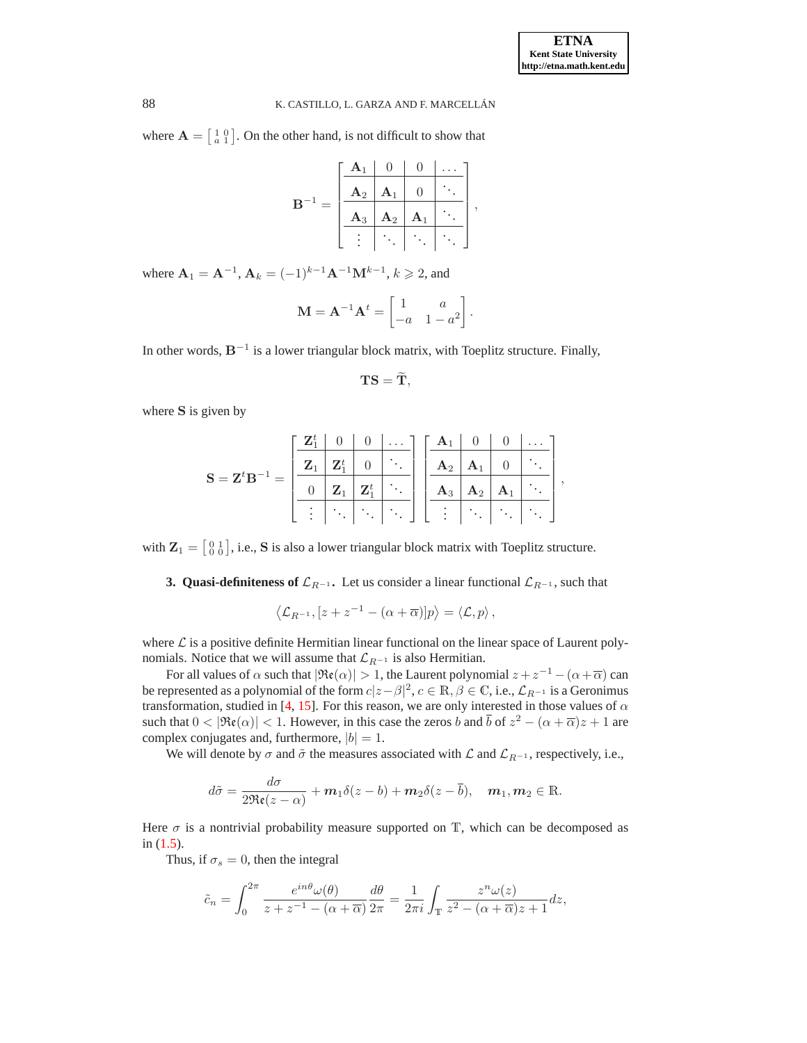where $\mathbf{A} = \left[\begin{smallmatrix} 1 & 0 \\ a & 1 \end{smallmatrix}\right]$. On the other hand, is not difficult to show that

$$
\mathbf{B}^{-1} = \left[\begin{array}{c|c|c|c} \mathbf{A}_1 & 0 & 0 & \dots \\ \hline \mathbf{A}_2 & \mathbf{A}_1 & 0 & \ddots \\ \hline \mathbf{A}_3 & \mathbf{A}_2 & \mathbf{A}_1 & \ddots \\ \hline \vdots & \ddots & \ddots & \ddots \end{array}\right],
$$

where $\mathbf{A}_1 = \mathbf{A}^{-1}$, $\mathbf{A}_k = (-1)^{k-1}\mathbf{A}^{-1}\mathbf{M}^{k-1}$, $k \geqslant 2$, and

$$
\mathbf{M} = \mathbf{A}^{-1}\mathbf{A}^t = \begin{bmatrix} 1 & a \\ -a & 1-a^2 \end{bmatrix}.
$$

In other words, $\mathbf{B}^{-1}$ is a lower triangular block matrix, with Toeplitz structure. Finally,

$$
\mathbf{TS} = \widetilde{\mathbf{T}},
$$

where $\mathbf{S}$ is given by

$$
\mathbf{S} = \mathbf{Z}^t\mathbf{B}^{-1} = \left[\begin{array}{c|c|c|c} \mathbf{Z}_1^t & 0 & 0 & \dots \\ \hline \mathbf{Z}_1 & \mathbf{Z}_1^t & 0 & \ddots \\ \hline 0 & \mathbf{Z}_1 & \mathbf{Z}_1^t & \ddots \\ \hline \vdots & \ddots & \ddots & \ddots \end{array}\right] \left[\begin{array}{c|c|c|c} \mathbf{A}_1 & 0 & 0 & \dots \\ \hline \mathbf{A}_2 & \mathbf{A}_1 & 0 & \ddots \\ \hline \mathbf{A}_3 & \mathbf{A}_2 & \mathbf{A}_1 & \ddots \\ \hline \vdots & \ddots & \ddots & \ddots \end{array}\right],
$$

with $\mathbf{Z}_1 = \left[\begin{smallmatrix} 0 & 1 \\ 0 & 0 \end{smallmatrix}\right]$, i.e., $\mathbf{S}$ is also a lower triangular block matrix with Toeplitz structure.

## 3. Quasi-definiteness of $\mathcal{L}_{R^{-1}}$.

Let us consider a linear functional $\mathcal{L}_{R^{-1}}$, such that

$$
\left\langle \mathcal{L}_{R^{-1}}, [z + z^{-1} - (\alpha + \overline{\alpha})]p \right\rangle = \left\langle \mathcal{L}, p \right\rangle,
$$

where $\mathcal{L}$ is a positive definite Hermitian linear functional on the linear space of Laurent polynomials. Notice that we will assume that $\mathcal{L}_{R^{-1}}$ is also Hermitian.

For all values of $\alpha$ such that $|\mathfrak{Re}(\alpha)| > 1$, the Laurent polynomial $z + z^{-1} - (\alpha + \overline{\alpha})$ can be represented as a polynomial of the form $c|z - \beta|^2$, $c \in \mathbb{R}$, $\beta \in \mathbb{C}$, i.e., $\mathcal{L}_{R^{-1}}$ is a Geronimus transformation, studied in [4, 15]. For this reason, we are only interested in those values of $\alpha$ such that $0 < |\mathfrak{Re}(\alpha)| < 1$. However, in this case the zeros $b$ and $\overline{b}$ of $z^2 - (\alpha + \overline{\alpha})z + 1$ are complex conjugates and, furthermore, $|b| = 1$.

We will denote by $\sigma$ and $\tilde{\sigma}$ the measures associated with $\mathcal{L}$ and $\mathcal{L}_{R^{-1}}$, respectively, i.e.,

$$
d\tilde{\sigma} = \frac{d\sigma}{2\mathfrak{Re}(z - \alpha)} + \boldsymbol{m}_1\delta(z - b) + \boldsymbol{m}_2\delta(z - \overline{b}), \quad \boldsymbol{m}_1, \boldsymbol{m}_2 \in \mathbb{R}.
$$

Here $\sigma$ is a nontrivial probability measure supported on $\mathbb{T}$, which can be decomposed as in (1.5).

Thus, if $\sigma_s = 0$, then the integral

$$
\tilde{c}_n = \int_0^{2\pi} \frac{e^{in\theta}\omega(\theta)}{z + z^{-1} - (\alpha + \overline{\alpha})} \frac{d\theta}{2\pi} = \frac{1}{2\pi i} \int_{\mathbb{T}} \frac{z^n \omega(z)}{z^2 - (\alpha + \overline{\alpha})z + 1} dz,
$$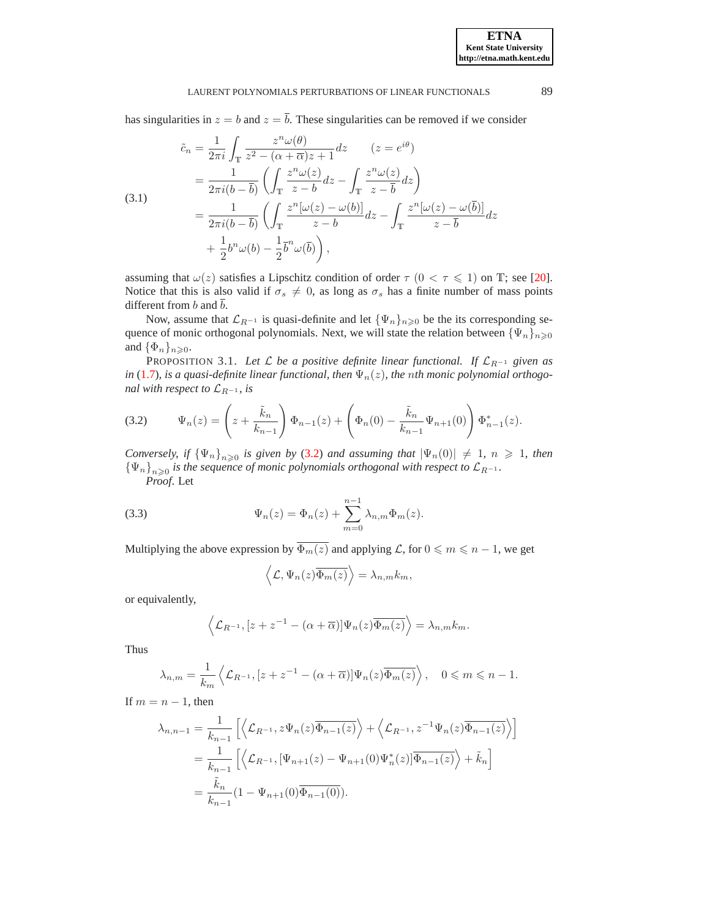has singularities in $z = b$ and $z = \overline{b}$. These singularities can be removed if we consider

$$
\begin{aligned}
\tilde{c}_n &= \frac{1}{2\pi i}\int_{\mathbb{T}} \frac{z^n \omega(\theta)}{z^2 - (\alpha + \overline{\alpha})z + 1} dz \qquad (z = e^{i\theta}) \\
&= \frac{1}{2\pi i(b - \overline{b})}\left(\int_{\mathbb{T}} \frac{z^n \omega(z)}{z - b} dz - \int_{\mathbb{T}} \frac{z^n \omega(z)}{z - \overline{b}} dz\right) \\
&= \frac{1}{2\pi i(b - \overline{b})}\left(\int_{\mathbb{T}} \frac{z^n[\omega(z) - \omega(b)]}{z - b} dz - \int_{\mathbb{T}} \frac{z^n[\omega(z) - \omega(\overline{b})]}{z - \overline{b}} dz \right. \\
&\quad \left. + \frac{1}{2} b^n \omega(b) - \frac{1}{2}\overline{b}^n \omega(\overline{b})\right),
\end{aligned} \tag{3.1}
$$

assuming that $\omega(z)$ satisfies a Lipschitz condition of order $\tau$ $(0 < \tau \leqslant 1)$ on $\mathbb{T}$; see [20]. Notice that this is also valid if $\sigma_s \neq 0$, as long as $\sigma_s$ has a finite number of mass points different from $b$ and $\overline{b}$.

Now, assume that $\mathcal{L}_{R^{-1}}$ is quasi-definite and let $\{\Psi_n\}_{n\geqslant 0}$ be the its corresponding sequence of monic orthogonal polynomials. Next, we will state the relation between $\{\Psi_n\}_{n\geqslant 0}$ and $\{\Phi_n\}_{n\geqslant 0}$.

PROPOSITION 3.1. *Let $\mathcal{L}$ be a positive definite linear functional. If $\mathcal{L}_{R^{-1}}$ given as in (1.7), is a quasi-definite linear functional, then $\Psi_n(z)$, the $n$th monic polynomial orthogonal with respect to $\mathcal{L}_{R^{-1}}$, is*

$$
\Psi_n(z) = \left(z + \frac{\tilde{k}_n}{k_{n-1}}\right)\Phi_{n-1}(z) + \left(\Phi_n(0) - \frac{\tilde{k}_n}{k_{n-1}}\Psi_{n+1}(0)\right)\Phi^*_{n-1}(z). \tag{3.2}
$$

*Conversely, if $\{\Psi_n\}_{n\geqslant 0}$ is given by (3.2) and assuming that $|\Psi_n(0)| \neq 1$, $n \geqslant 1$, then $\{\Psi_n\}_{n\geqslant 0}$ is the sequence of monic polynomials orthogonal with respect to $\mathcal{L}_{R^{-1}}$.*

*Proof*. Let

$$
\Psi_n(z) = \Phi_n(z) + \sum_{m=0}^{n-1} \lambda_{n,m}\Phi_m(z). \tag{3.3}
$$

Multiplying the above expression by $\overline{\Phi_m(z)}$ and applying $\mathcal{L}$, for $0 \leqslant m \leqslant n-1$, we get

$$
\left\langle \mathcal{L}, \Psi_n(z)\overline{\Phi_m(z)} \right\rangle = \lambda_{n,m} k_m,
$$

or equivalently,

$$
\left\langle \mathcal{L}_{R^{-1}}, [z + z^{-1} - (\alpha + \overline{\alpha})]\Psi_n(z)\overline{\Phi_m(z)} \right\rangle = \lambda_{n,m} k_m.
$$

Thus

$$
\lambda_{n,m} = \frac{1}{k_m}\left\langle \mathcal{L}_{R^{-1}}, [z + z^{-1} - (\alpha + \overline{\alpha})]\Psi_n(z)\overline{\Phi_m(z)} \right\rangle, \quad 0 \leqslant m \leqslant n-1.
$$

If $m = n-1$, then

$$
\begin{aligned}
\lambda_{n,n-1} &= \frac{1}{k_{n-1}}\left[\left\langle \mathcal{L}_{R^{-1}}, z\Psi_n(z)\overline{\Phi_{n-1}(z)} \right\rangle + \left\langle \mathcal{L}_{R^{-1}}, z^{-1}\Psi_n(z)\overline{\Phi_{n-1}(z)} \right\rangle\right] \\
&= \frac{1}{k_{n-1}}\left[\left\langle \mathcal{L}_{R^{-1}}, [\Psi_{n+1}(z) - \Psi_{n+1}(0)\Psi^*_n(z)]\overline{\Phi_{n-1}(z)} \right\rangle + \tilde{k}_n\right] \\
&= \frac{\tilde{k}_n}{k_{n-1}}(1 - \Psi_{n+1}(0)\overline{\Phi_{n-1}(0)}).
\end{aligned}
$$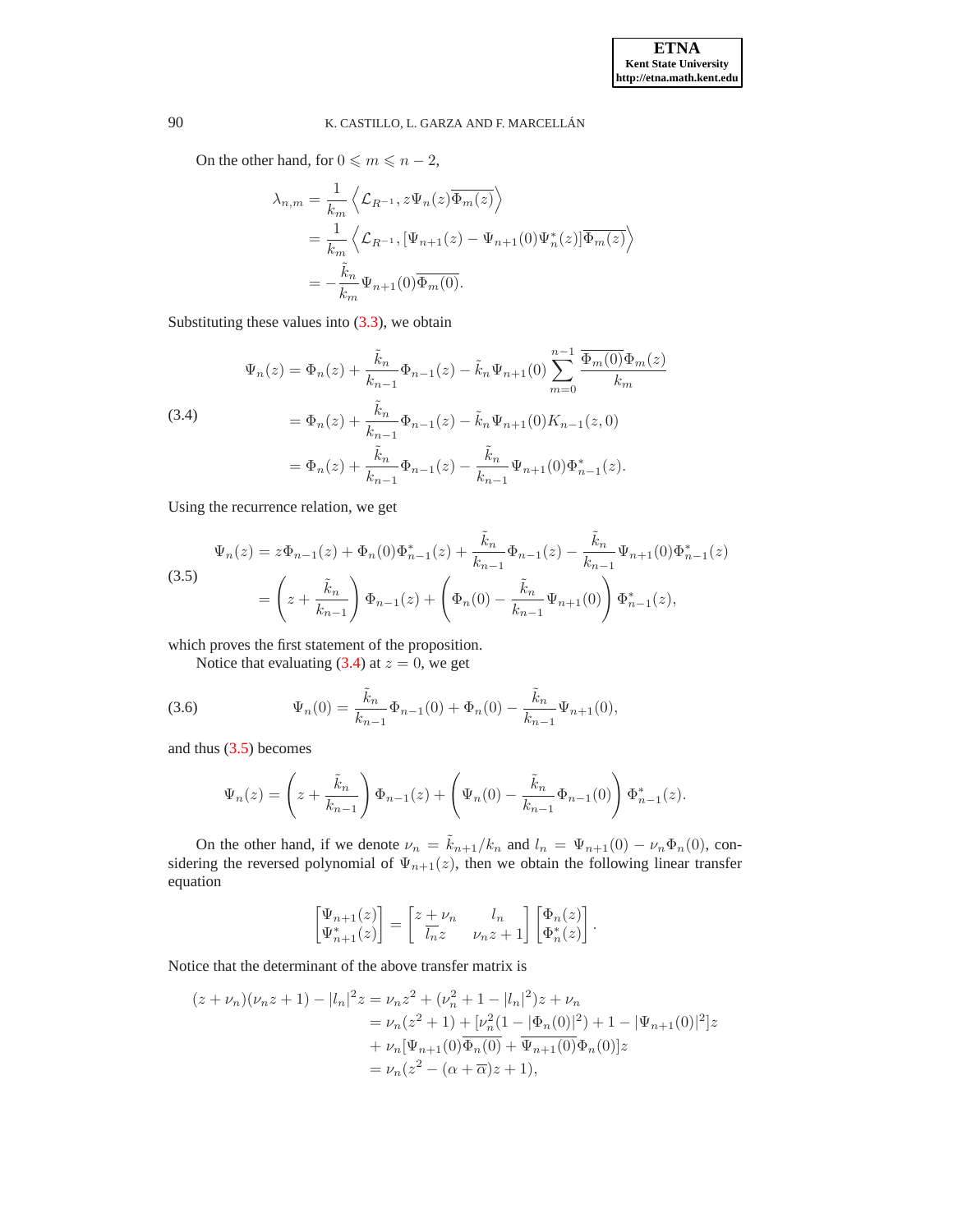On the other hand, for $0 \leqslant m \leqslant n-2$,

$$
\begin{aligned}
\lambda_{n,m} &= \frac{1}{k_m}\left\langle \mathcal{L}_{R^{-1}}, z\Psi_n(z)\overline{\Phi_m(z)}\right\rangle \\
&= \frac{1}{k_m}\left\langle \mathcal{L}_{R^{-1}}, [\Psi_{n+1}(z) - \Psi_{n+1}(0)\Psi_n^*(z)]\overline{\Phi_m(z)}\right\rangle \\
&= -\frac{\tilde{k}_n}{k_m}\Psi_{n+1}(0)\overline{\Phi_m(0)}.
\end{aligned}
$$

Substituting these values into (3.3), we obtain

$$
\begin{aligned}
\Psi_n(z) &= \Phi_n(z) + \frac{\tilde{k}_n}{k_{n-1}}\Phi_{n-1}(z) - \tilde{k}_n\Psi_{n+1}(0)\sum_{m=0}^{n-1}\frac{\overline{\Phi_m(0)}\Phi_m(z)}{k_m} \\
&= \Phi_n(z) + \frac{\tilde{k}_n}{k_{n-1}}\Phi_{n-1}(z) - \tilde{k}_n\Psi_{n+1}(0)K_{n-1}(z,0) \\
&= \Phi_n(z) + \frac{\tilde{k}_n}{k_{n-1}}\Phi_{n-1}(z) - \frac{\tilde{k}_n}{k_{n-1}}\Psi_{n+1}(0)\Phi_{n-1}^*(z).
\end{aligned}
\tag{3.4}
$$

Using the recurrence relation, we get

$$
\begin{aligned}
\Psi_n(z) &= z\Phi_{n-1}(z) + \Phi_n(0)\Phi_{n-1}^*(z) + \frac{\tilde{k}_n}{k_{n-1}}\Phi_{n-1}(z) - \frac{\tilde{k}_n}{k_{n-1}}\Psi_{n+1}(0)\Phi_{n-1}^*(z) \\
&= \left(z + \frac{\tilde{k}_n}{k_{n-1}}\right)\Phi_{n-1}(z) + \left(\Phi_n(0) - \frac{\tilde{k}_n}{k_{n-1}}\Psi_{n+1}(0)\right)\Phi_{n-1}^*(z),
\end{aligned}
\tag{3.5}
$$

which proves the first statement of the proposition.

Notice that evaluating (3.4) at $z = 0$, we get

$$
\Psi_n(0) = \frac{\tilde{k}_n}{k_{n-1}}\Phi_{n-1}(0) + \Phi_n(0) - \frac{\tilde{k}_n}{k_{n-1}}\Psi_{n+1}(0),
\tag{3.6}
$$

and thus (3.5) becomes

$$
\Psi_n(z) = \left(z + \frac{\tilde{k}_n}{k_{n-1}}\right)\Phi_{n-1}(z) + \left(\Psi_n(0) - \frac{\tilde{k}_n}{k_{n-1}}\Phi_{n-1}(0)\right)\Phi_{n-1}^*(z).
$$

On the other hand, if we denote $\nu_n = \tilde{k}_{n+1}/k_n$ and $l_n = \Psi_{n+1}(0) - \nu_n\Phi_n(0)$, considering the reversed polynomial of $\Psi_{n+1}(z)$, then we obtain the following linear transfer equation

$$
\begin{bmatrix}\Psi_{n+1}(z) \\ \Psi_{n+1}^*(z)\end{bmatrix} = \begin{bmatrix} z + \nu_n & l_n \\ \overline{l_n}z & \nu_n z + 1\end{bmatrix}\begin{bmatrix}\Phi_n(z) \\ \Phi_n^*(z)\end{bmatrix}.
$$

Notice that the determinant of the above transfer matrix is

$$
\begin{aligned}
(z+\nu_n)(\nu_n z + 1) - |l_n|^2 z &= \nu_n z^2 + (\nu_n^2 + 1 - |l_n|^2)z + \nu_n \\
&= \nu_n(z^2+1) + [\nu_n^2(1 - |\Phi_n(0)|^2) + 1 - |\Psi_{n+1}(0)|^2]z \\
&\quad + \nu_n[\Psi_{n+1}(0)\overline{\Phi_n(0)} + \overline{\Psi_{n+1}(0)}\Phi_n(0)]z \\
&= \nu_n(z^2 - (\alpha + \overline{\alpha})z + 1),
\end{aligned}
$$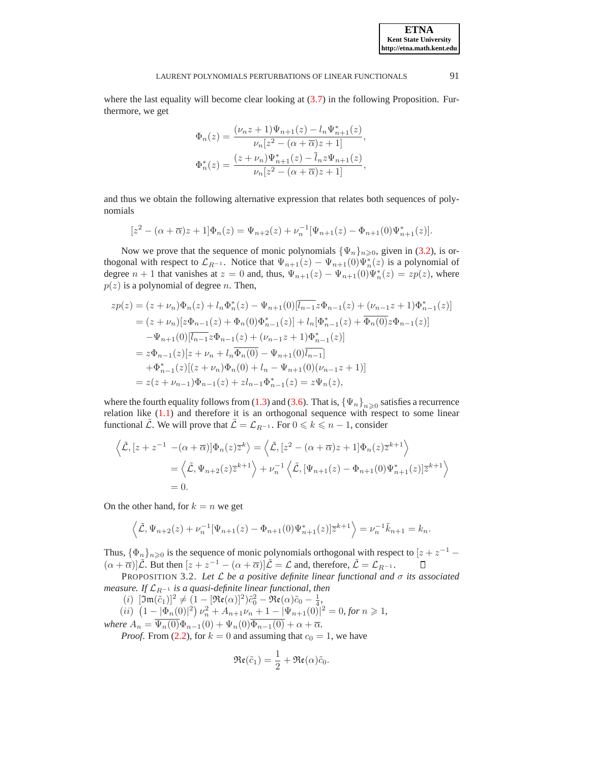where the last equality will become clear looking at (3.7) in the following Proposition. Furthermore, we get

$$\Phi_n(z) = \frac{(\nu_n z + 1)\Psi_{n+1}(z) - l_n \Psi^*_{n+1}(z)}{\nu_n[z^2 - (\alpha + \overline{\alpha})z + 1]},$$

$$\Phi^*_n(z) = \frac{(z + \nu_n)\Psi^*_{n+1}(z) - \overline{l}_n z \Psi_{n+1}(z)}{\nu_n[z^2 - (\alpha + \overline{\alpha})z + 1]},$$

and thus we obtain the following alternative expression that relates both sequences of polynomials

$$[z^2 - (\alpha + \overline{\alpha})z + 1]\Phi_n(z) = \Psi_{n+2}(z) + \nu_n^{-1}[\Psi_{n+1}(z) - \Phi_{n+1}(0)\Psi^*_{n+1}(z)].$$

Now we prove that the sequence of monic polynomials $\{\Psi_n\}_{n\geqslant 0}$, given in (3.2), is orthogonal with respect to $\mathcal{L}_{R^{-1}}$. Notice that $\Psi_{n+1}(z) - \Psi_{n+1}(0)\Psi^*_n(z)$ is a polynomial of degree $n+1$ that vanishes at $z = 0$ and, thus, $\Psi_{n+1}(z) - \Psi_{n+1}(0)\Psi^*_n(z) = zp(z)$, where $p(z)$ is a polynomial of degree $n$. Then,

$$\begin{aligned}
zp(z) &= (z + \nu_n)\Phi_n(z) + l_n\Phi^*_n(z) - \Psi_{n+1}(0)[\overline{l_{n-1}}z\Phi_{n-1}(z) + (\nu_{n-1}z + 1)\Phi^*_{n-1}(z)] \\
&= (z + \nu_n)[z\Phi_{n-1}(z) + \Phi_n(0)\Phi^*_{n-1}(z)] + l_n[\Phi^*_{n-1}(z) + \overline{\Phi_n(0)}z\Phi_{n-1}(z)] \\
&\quad -\Psi_{n+1}(0)[\overline{l_{n-1}}z\Phi_{n-1}(z) + (\nu_{n-1}z + 1)\Phi^*_{n-1}(z)] \\
&= z\Phi_{n-1}(z)[z + \nu_n + l_n\overline{\Phi_n(0)} - \Psi_{n+1}(0)\overline{l_{n-1}}] \\
&\quad +\Phi^*_{n-1}(z)[(z + \nu_n)\Phi_n(0) + l_n - \Psi_{n+1}(0)(\nu_{n-1}z + 1)] \\
&= z(z + \nu_{n-1})\Phi_{n-1}(z) + zl_{n-1}\Phi^*_{n-1}(z) = z\Psi_n(z),
\end{aligned}$$

where the fourth equality follows from (1.3) and (3.6). That is, $\{\Psi_n\}_{n\geqslant 0}$ satisfies a recurrence relation like (1.1) and therefore it is an orthogonal sequence with respect to some linear functional $\tilde{\mathcal{L}}$. We will prove that $\tilde{\mathcal{L}} = \mathcal{L}_{R^{-1}}$. For $0 \leqslant k \leqslant n-1$, consider

$$\begin{aligned}
\left\langle \tilde{\mathcal{L}}, [z + z^{-1} - (\alpha + \overline{\alpha})]\Phi_n(z)\overline{z}^k \right\rangle &= \left\langle \tilde{\mathcal{L}}, [z^2 - (\alpha + \overline{\alpha})z + 1]\Phi_n(z)\overline{z}^{k+1} \right\rangle \\
&= \left\langle \tilde{\mathcal{L}}, \Psi_{n+2}(z)\overline{z}^{k+1} \right\rangle + \nu_n^{-1}\left\langle \tilde{\mathcal{L}}, [\Psi_{n+1}(z) - \Phi_{n+1}(0)\Psi^*_{n+1}(z)]\overline{z}^{k+1} \right\rangle \\
&= 0.
\end{aligned}$$

On the other hand, for $k = n$ we get

$$\left\langle \tilde{\mathcal{L}}, \Psi_{n+2}(z) + \nu_n^{-1}[\Psi_{n+1}(z) - \Phi_{n+1}(0)\Psi^*_{n+1}(z)]\overline{z}^{k+1} \right\rangle = \nu_n^{-1}\tilde{k}_{n+1} = k_n.$$

Thus, $\{\Phi_n\}_{n\geqslant 0}$ is the sequence of monic polynomials orthogonal with respect to $[z + z^{-1} - (\alpha + \overline{\alpha})]\tilde{\mathcal{L}}$. But then $[z + z^{-1} - (\alpha + \overline{\alpha})]\tilde{\mathcal{L}} = \mathcal{L}$ and, therefore, $\tilde{\mathcal{L}} = \mathcal{L}_{R^{-1}}$. □

PROPOSITION 3.2. *Let $\mathcal{L}$ be a positive definite linear functional and $\sigma$ its associated measure. If $\mathcal{L}_{R^{-1}}$ is a quasi-definite linear functional, then*

*(i)* $[\mathfrak{Im}(\tilde{c}_1)]^2 \neq (1 - [\mathfrak{Re}(\alpha)]^2)\tilde{c}_0^2 - \mathfrak{Re}(\alpha)\tilde{c}_0 - \frac{1}{4}$,

*(ii)* $\left(1 - |\Phi_n(0)|^2\right)\nu_n^2 + A_{n+1}\nu_n + 1 - |\Psi_{n+1}(0)|^2 = 0$, *for* $n \geqslant 1$,

*where* $A_n = \overline{\Psi_n(0)}\Phi_{n-1}(0) + \Psi_n(0)\overline{\Phi_{n-1}(0)} + \alpha + \overline{\alpha}$.

*Proof*. From (2.2), for $k = 0$ and assuming that $c_0 = 1$, we have

$$\mathfrak{Re}(\tilde{c}_1) = \frac{1}{2} + \mathfrak{Re}(\alpha)\tilde{c}_0.$$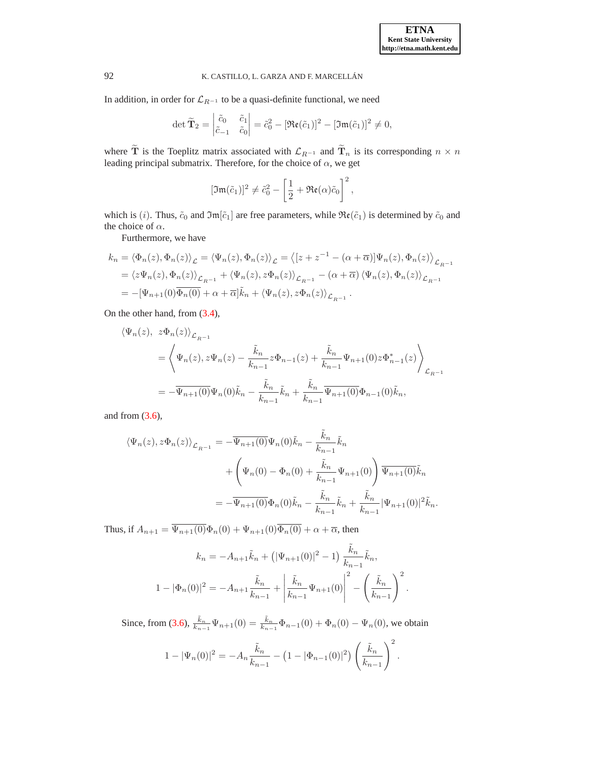In addition, in order for $\mathcal{L}_{R^{-1}}$ to be a quasi-definite functional, we need

$$\det \widetilde{\mathbf{T}}_2 = \begin{vmatrix} \tilde{c}_0 & \tilde{c}_1 \\ \tilde{c}_{-1} & \tilde{c}_0 \end{vmatrix} = \tilde{c}_0^2 - [\mathfrak{Re}(\tilde{c}_1)]^2 - [\mathfrak{Im}(\tilde{c}_1)]^2 \neq 0,$$

where $\widetilde{\mathbf{T}}$ is the Toeplitz matrix associated with $\mathcal{L}_{R^{-1}}$ and $\widetilde{\mathbf{T}}_n$ is its corresponding $n \times n$ leading principal submatrix. Therefore, for the choice of $\alpha$, we get

$$[\mathfrak{Im}(\tilde{c}_1)]^2 \neq \tilde{c}_0^2 - \left[\frac{1}{2} + \mathfrak{Re}(\alpha)\tilde{c}_0\right]^2,$$

which is $(i)$. Thus, $\tilde{c}_0$ and $\mathfrak{Im}[\tilde{c}_1]$ are free parameters, while $\mathfrak{Re}(\tilde{c}_1)$ is determined by $\tilde{c}_0$ and the choice of $\alpha$.

Furthermore, we have

$$\begin{aligned}
k_n &= \langle \Phi_n(z), \Phi_n(z) \rangle_{\mathcal{L}} = \langle \Psi_n(z), \Phi_n(z) \rangle_{\mathcal{L}} = \left\langle [z + z^{-1} - (\alpha + \overline{\alpha})]\Psi_n(z), \Phi_n(z) \right\rangle_{\mathcal{L}_{R^{-1}}} \\
&= \langle z\Psi_n(z), \Phi_n(z) \rangle_{\mathcal{L}_{R^{-1}}} + \langle \Psi_n(z), z\Phi_n(z) \rangle_{\mathcal{L}_{R^{-1}}} - (\alpha + \overline{\alpha}) \langle \Psi_n(z), \Phi_n(z) \rangle_{\mathcal{L}_{R^{-1}}} \\
&= -[\Psi_{n+1}(0)\overline{\Phi_n(0)} + \alpha + \overline{\alpha}]\tilde{k}_n + \langle \Psi_n(z), z\Phi_n(z) \rangle_{\mathcal{L}_{R^{-1}}}.
\end{aligned}$$

On the other hand, from (3.4),

$$\begin{aligned}
&\langle \Psi_n(z),\ z\Phi_n(z) \rangle_{\mathcal{L}_{R^{-1}}} \\
&\quad = \left\langle \Psi_n(z), z\Psi_n(z) - \frac{\tilde{k}_n}{k_{n-1}} z\Phi_{n-1}(z) + \frac{\tilde{k}_n}{k_{n-1}} \Psi_{n+1}(0) z\Phi^*_{n-1}(z) \right\rangle_{\mathcal{L}_{R^{-1}}} \\
&\quad = -\overline{\Psi_{n+1}(0)}\Psi_n(0)\tilde{k}_n - \frac{\tilde{k}_n}{k_{n-1}}\tilde{k}_n + \frac{\tilde{k}_n}{k_{n-1}}\overline{\Psi_{n+1}(0)}\Phi_{n-1}(0)\tilde{k}_n,
\end{aligned}$$

and from (3.6),

$$\begin{aligned}
\langle \Psi_n(z), z\Phi_n(z) \rangle_{\mathcal{L}_{R^{-1}}} &= -\overline{\Psi_{n+1}(0)}\Psi_n(0)\tilde{k}_n - \frac{\tilde{k}_n}{k_{n-1}}\tilde{k}_n \\
&\quad + \left( \Psi_n(0) - \Phi_n(0) + \frac{\tilde{k}_n}{k_{n-1}}\Psi_{n+1}(0) \right) \overline{\Psi_{n+1}(0)}\tilde{k}_n \\
&= -\overline{\Psi_{n+1}(0)}\Phi_n(0)\tilde{k}_n - \frac{\tilde{k}_n}{k_{n-1}}\tilde{k}_n + \frac{\tilde{k}_n}{k_{n-1}}|\Psi_{n+1}(0)|^2\tilde{k}_n.
\end{aligned}$$

Thus, if $A_{n+1} = \overline{\Psi_{n+1}(0)}\Phi_n(0) + \Psi_{n+1}(0)\overline{\Phi_n(0)} + \alpha + \overline{\alpha}$, then

$$\begin{aligned}
k_n &= -A_{n+1}\tilde{k}_n + \left(|\Psi_{n+1}(0)|^2 - 1\right) \frac{\tilde{k}_n}{k_{n-1}}\tilde{k}_n, \\
1 - |\Phi_n(0)|^2 &= -A_{n+1}\frac{\tilde{k}_n}{k_{n-1}} + \left| \frac{\tilde{k}_n}{k_{n-1}}\Psi_{n+1}(0) \right|^2 - \left( \frac{\tilde{k}_n}{k_{n-1}} \right)^2.
\end{aligned}$$

Since, from (3.6), $\frac{\tilde{k}_n}{k_{n-1}}\Psi_{n+1}(0) = \frac{\tilde{k}_n}{k_{n-1}}\Phi_{n-1}(0) + \Phi_n(0) - \Psi_n(0)$, we obtain

$$1 - |\Psi_n(0)|^2 = -A_n\frac{\tilde{k}_n}{k_{n-1}} - \left(1 - |\Phi_{n-1}(0)|^2\right) \left( \frac{\tilde{k}_n}{k_{n-1}} \right)^2.$$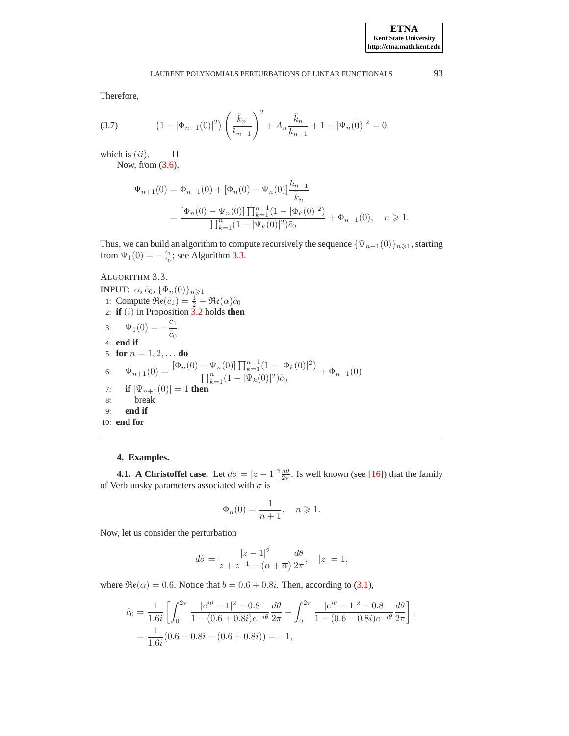Therefore,

$$(3.7)\qquad \left(1-|\Phi_{n-1}(0)|^2\right)\left(\frac{\tilde{k}_n}{k_{n-1}}\right)^2 + A_n\frac{\tilde{k}_n}{k_{n-1}} + 1 - |\Psi_n(0)|^2 = 0,$$

which is $(ii)$. $\square$

Now, from (3.6),

$$\begin{aligned}
\Psi_{n+1}(0) &= \Phi_{n-1}(0) + [\Phi_n(0) - \Psi_n(0)]\frac{k_{n-1}}{\tilde{k}_n} \\
&= \frac{[\Phi_n(0) - \Psi_n(0)]\prod_{k=1}^{n-1}(1-|\Phi_k(0)|^2)}{\prod_{k=1}^{n}(1-|\Psi_k(0)|^2)\tilde{c}_0} + \Phi_{n-1}(0), \quad n \geqslant 1.
\end{aligned}$$

Thus, we can build an algorithm to compute recursively the sequence $\{\Psi_{n+1}(0)\}_{n\geqslant 1}$, starting from $\Psi_1(0) = -\frac{\tilde{c}_1}{\tilde{c}_0}$; see Algorithm 3.3.

ALGORITHM 3.3.

INPUT: $\alpha$, $\tilde{c}_0$, $\{\Phi_n(0)\}_{n\geqslant 1}$

```
1:  Compute Re(c̃_1) = 1/2 + Re(α) c̃_0
2:  if (i) in Proposition 3.2 holds then
3:      Ψ_1(0) = − c̃_1 / c̃_0
4:  end if
5:  for n = 1, 2, ... do
6:      Ψ_{n+1}(0) = [Φ_n(0) − Ψ_n(0)] ∏_{k=1}^{n−1}(1 − |Φ_k(0)|^2) / ( ∏_{k=1}^{n}(1 − |Ψ_k(0)|^2) c̃_0 ) + Φ_{n−1}(0)
7:      if |Ψ_{n+1}(0)| = 1 then
8:          break
9:      end if
10: end for
```

## 4. Examples.

**4.1. A Christoffel case.** Let $d\sigma = |z-1|^2\frac{d\theta}{2\pi}$. Is well known (see [16]) that the family of Verblunsky parameters associated with $\sigma$ is

$$\Phi_n(0) = \frac{1}{n+1}, \quad n \geqslant 1.$$

Now, let us consider the perturbation

$$d\tilde{\sigma} = \frac{|z-1|^2}{z+z^{-1}-(\alpha+\overline{\alpha})}\frac{d\theta}{2\pi}, \quad |z| = 1,$$

where $\mathfrak{Re}(\alpha) = 0.6$. Notice that $b = 0.6 + 0.8i$. Then, according to (3.1),

$$\begin{aligned}
\tilde{c}_0 &= \frac{1}{1.6i}\left[\int_0^{2\pi}\frac{|e^{i\theta}-1|^2 - 0.8}{1-(0.6+0.8i)e^{-i\theta}}\frac{d\theta}{2\pi} - \int_0^{2\pi}\frac{|e^{i\theta}-1|^2 - 0.8}{1-(0.6-0.8i)e^{-i\theta}}\frac{d\theta}{2\pi}\right], \\
&= \frac{1}{1.6i}(0.6-0.8i-(0.6+0.8i)) = -1,
\end{aligned}$$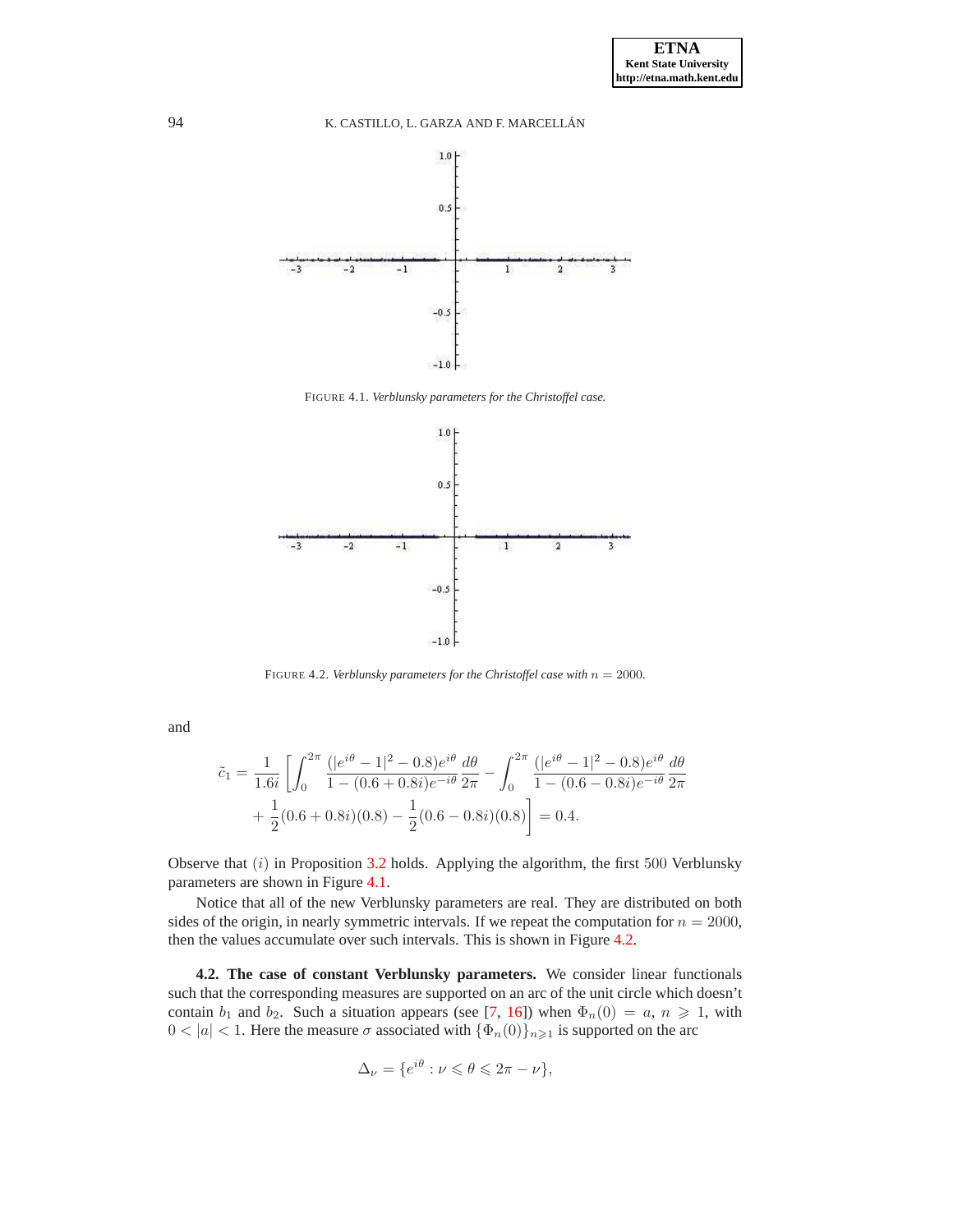FIGURE 4.1. *Verblunsky parameters for the Christoffel case.*

FIGURE 4.2. *Verblunsky parameters for the Christoffel case with $n = 2000$.*

and

$$\tilde{c}_1 = \frac{1}{1.6i}\left[\int_0^{2\pi} \frac{(|e^{i\theta}-1|^2-0.8)e^{i\theta}}{1-(0.6+0.8i)e^{-i\theta}}\frac{d\theta}{2\pi} - \int_0^{2\pi} \frac{(|e^{i\theta}-1|^2-0.8)e^{i\theta}}{1-(0.6-0.8i)e^{-i\theta}}\frac{d\theta}{2\pi} \right.$$
$$\left. + \frac{1}{2}(0.6+0.8i)(0.8) - \frac{1}{2}(0.6-0.8i)(0.8)\right] = 0.4.$$

Observe that $(i)$ in Proposition 3.2 holds. Applying the algorithm, the first $500$ Verblunsky parameters are shown in Figure 4.1.

Notice that all of the new Verblunsky parameters are real. They are distributed on both sides of the origin, in nearly symmetric intervals. If we repeat the computation for $n = 2000$, then the values accumulate over such intervals. This is shown in Figure 4.2.

**4.2. The case of constant Verblunsky parameters.** We consider linear functionals such that the corresponding measures are supported on an arc of the unit circle which doesn't contain $b_1$ and $b_2$. Such a situation appears (see [7, 16]) when $\Phi_n(0) = a$, $n \geqslant 1$, with $0 < |a| < 1$. Here the measure $\sigma$ associated with $\{\Phi_n(0)\}_{n\geqslant 1}$ is supported on the arc

$$\Delta_\nu = \{e^{i\theta} : \nu \leqslant \theta \leqslant 2\pi - \nu\},$$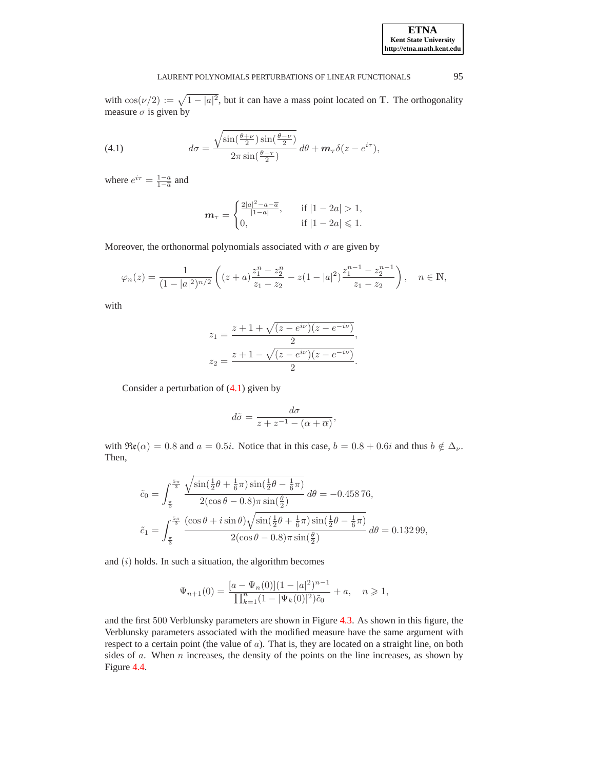with $\cos(\nu/2) := \sqrt{1-|a|^2}$, but it can have a mass point located on $\mathbb{T}$. The orthogonality measure $\sigma$ is given by

$$d\sigma = \frac{\sqrt{\sin(\frac{\theta+\nu}{2})\sin(\frac{\theta-\nu}{2})}}{2\pi\sin(\frac{\theta-\tau}{2})}\,d\theta + \boldsymbol{m}_\tau\delta(z-e^{i\tau}), \tag{4.1}$$

where $e^{i\tau} = \frac{1-a}{1-\overline{a}}$ and

$$\boldsymbol{m}_\tau = \begin{cases} \frac{2|a|^2-a-\overline{a}}{|1-a|}, & \text{if } |1-2a|>1,\\ 0, & \text{if } |1-2a|\leqslant 1.\end{cases}$$

Moreover, the orthonormal polynomials associated with $\sigma$ are given by

$$\varphi_n(z) = \frac{1}{(1-|a|^2)^{n/2}}\left((z+a)\frac{z_1^n-z_2^n}{z_1-z_2} - z(1-|a|^2)\frac{z_1^{n-1}-z_2^{n-1}}{z_1-z_2}\right), \quad n\in\mathbb{N},$$

with

$$z_1 = \frac{z+1+\sqrt{(z-e^{i\nu})(z-e^{-i\nu})}}{2},$$
$$z_2 = \frac{z+1-\sqrt{(z-e^{i\nu})(z-e^{-i\nu})}}{2}.$$

Consider a perturbation of (4.1) given by

$$d\tilde{\sigma} = \frac{d\sigma}{z+z^{-1}-(\alpha+\overline{\alpha})},$$

with $\mathfrak{Re}(\alpha)=0.8$ and $a=0.5i$. Notice that in this case, $b=0.8+0.6i$ and thus $b\notin\Delta_\nu$. Then,

$$\tilde{c}_0 = \int_{\frac{\pi}{3}}^{\frac{5\pi}{3}} \frac{\sqrt{\sin(\frac{1}{2}\theta+\frac{1}{6}\pi)\sin(\frac{1}{2}\theta-\frac{1}{6}\pi)}}{2(\cos\theta-0.8)\pi\sin(\frac{\theta}{2})}\,d\theta = -0.458\,76,$$

$$\tilde{c}_1 = \int_{\frac{\pi}{3}}^{\frac{5\pi}{3}} \frac{(\cos\theta+i\sin\theta)\sqrt{\sin(\frac{1}{2}\theta+\frac{1}{6}\pi)\sin(\frac{1}{2}\theta-\frac{1}{6}\pi)}}{2(\cos\theta-0.8)\pi\sin(\frac{\theta}{2})}\,d\theta = 0.132\,99,$$

and $(i)$ holds. In such a situation, the algorithm becomes

$$\Psi_{n+1}(0) = \frac{[a-\Psi_n(0)](1-|a|^2)^{n-1}}{\prod_{k=1}^{n}(1-|\Psi_k(0)|^2)\tilde{c}_0} + a, \quad n\geqslant 1,$$

and the first 500 Verblunsky parameters are shown in Figure 4.3. As shown in this figure, the Verblunsky parameters associated with the modified measure have the same argument with respect to a certain point (the value of $a$). That is, they are located on a straight line, on both sides of $a$. When $n$ increases, the density of the points on the line increases, as shown by Figure 4.4.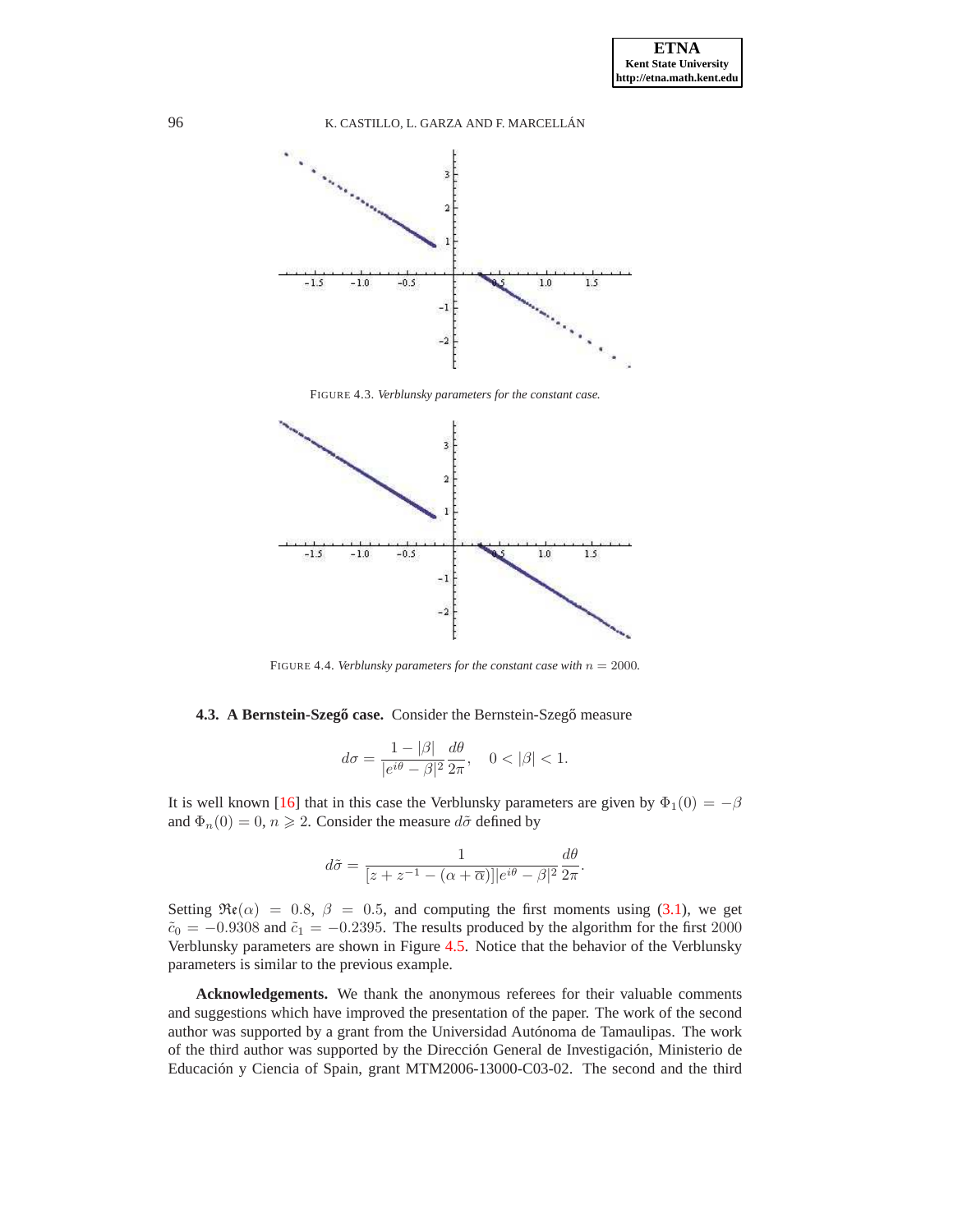FIGURE 4.3. *Verblunsky parameters for the constant case.*

FIGURE 4.4. *Verblunsky parameters for the constant case with $n = 2000$.*

**4.3. A Bernstein-Szegő case.** Consider the Bernstein-Szegő measure

$$d\sigma = \frac{1-|\beta|}{|e^{i\theta}-\beta|^2}\frac{d\theta}{2\pi}, \quad 0 < |\beta| < 1.$$

It is well known [16] that in this case the Verblunsky parameters are given by $\Phi_1(0) = -\beta$ and $\Phi_n(0) = 0$, $n \geqslant 2$. Consider the measure $d\tilde{\sigma}$ defined by

$$d\tilde{\sigma} = \frac{1}{[z+z^{-1}-(\alpha+\overline{\alpha})]|e^{i\theta}-\beta|^2}\frac{d\theta}{2\pi}.$$

Setting $\mathfrak{Re}(\alpha) = 0.8$, $\beta = 0.5$, and computing the first moments using (3.1), we get $\tilde{c}_0 = -0.9308$ and $\tilde{c}_1 = -0.2395$. The results produced by the algorithm for the first $2000$ Verblunsky parameters are shown in Figure 4.5. Notice that the behavior of the Verblunsky parameters is similar to the previous example.

**Acknowledgements.** We thank the anonymous referees for their valuable comments and suggestions which have improved the presentation of the paper. The work of the second author was supported by a grant from the Universidad Autónoma de Tamaulipas. The work of the third author was supported by the Dirección General de Investigación, Ministerio de Educación y Ciencia of Spain, grant MTM2006-13000-C03-02. The second and the third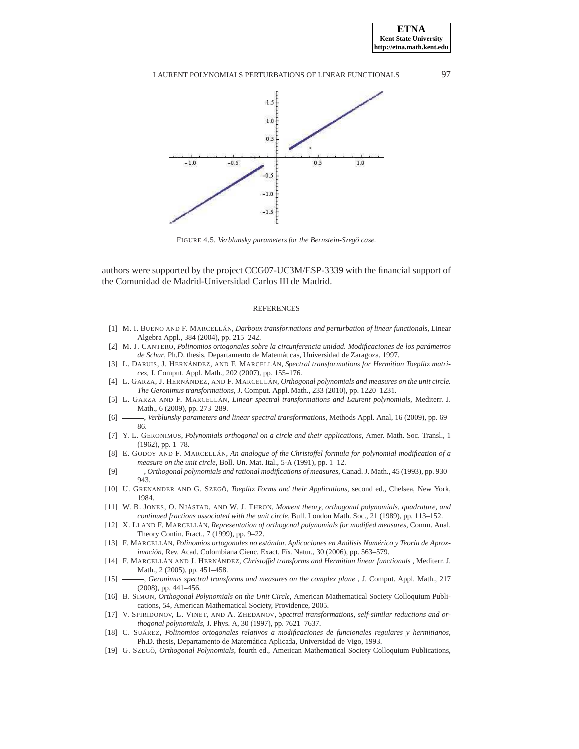FIGURE 4.5. *Verblunsky parameters for the Bernstein-Szegő case.*

authors were supported by the project CCG07-UC3M/ESP-3339 with the financial support of the Comunidad de Madrid-Universidad Carlos III de Madrid.

## REFERENCES

[1] M. I. BUENO AND F. MARCELLÁN, *Darboux transformations and perturbation of linear functionals*, Linear Algebra Appl., 384 (2004), pp. 215–242.

[2] M. J. CANTERO, *Polinomios ortogonales sobre la circunferencia unidad. Modificaciones de los parámetros de Schur*, Ph.D. thesis, Departamento de Matemáticas, Universidad de Zaragoza, 1997.

[3] L. DARUIS, J. HERNÁNDEZ, AND F. MARCELLÁN, *Spectral transformations for Hermitian Toeplitz matrices*, J. Comput. Appl. Math., 202 (2007), pp. 155–176.

[4] L. GARZA, J. HERNÁNDEZ, AND F. MARCELLÁN, *Orthogonal polynomials and measures on the unit circle. The Geronimus transformations*, J. Comput. Appl. Math., 233 (2010), pp. 1220–1231.

[5] L. GARZA AND F. MARCELLÁN, *Linear spectral transformations and Laurent polynomials*, Mediterr. J. Math., 6 (2009), pp. 273–289.

[6] ———, *Verblunsky parameters and linear spectral transformations*, Methods Appl. Anal, 16 (2009), pp. 69–86.

[7] Y. L. GERONIMUS, *Polynomials orthogonal on a circle and their applications*, Amer. Math. Soc. Transl., 1 (1962), pp. 1–78.

[8] E. GODOY AND F. MARCELLÁN, *An analogue of the Christoffel formula for polynomial modification of a measure on the unit circle*, Boll. Un. Mat. Ital., 5-A (1991), pp. 1–12.

[9] ———, *Orthogonal polynomials and rational modifications of measures*, Canad. J. Math., 45 (1993), pp. 930–943.

[10] U. GRENANDER AND G. SZEGŐ, *Toeplitz Forms and their Applications*, second ed., Chelsea, New York, 1984.

[11] W. B. JONES, O. NJÅSTAD, AND W. J. THRON, *Moment theory, orthogonal polynomials, quadrature, and continued fractions associated with the unit circle*, Bull. London Math. Soc., 21 (1989), pp. 113–152.

[12] X. LI AND F. MARCELLÁN, *Representation of orthogonal polynomials for modified measures*, Comm. Anal. Theory Contin. Fract., 7 (1999), pp. 9–22.

[13] F. MARCELLÁN, *Polinomios ortogonales no estándar. Aplicaciones en Análisis Numérico y Teoría de Aproximación*, Rev. Acad. Colombiana Cienc. Exact. Fís. Natur., 30 (2006), pp. 563–579.

[14] F. MARCELLÁN AND J. HERNÁNDEZ, *Christoffel transforms and Hermitian linear functionals* , Mediterr. J. Math., 2 (2005), pp. 451–458.

[15] ———, *Geronimus spectral transforms and measures on the complex plane* , J. Comput. Appl. Math., 217 (2008), pp. 441–456.

[16] B. SIMON, *Orthogonal Polynomials on the Unit Circle*, American Mathematical Society Colloquium Publications, 54, American Mathematical Society, Providence, 2005.

[17] V. SPIRIDONOV, L. VINET, AND A. ZHEDANOV, *Spectral transformations, self-similar reductions and orthogonal polynomials*, J. Phys. A, 30 (1997), pp. 7621–7637.

[18] C. SUÁREZ, *Polinomios ortogonales relativos a modificaciones de funcionales regulares y hermitianos*, Ph.D. thesis, Departamento de Matemática Aplicada, Universidad de Vigo, 1993.

[19] G. SZEGŐ, *Orthogonal Polynomials*, fourth ed., American Mathematical Society Colloquium Publications,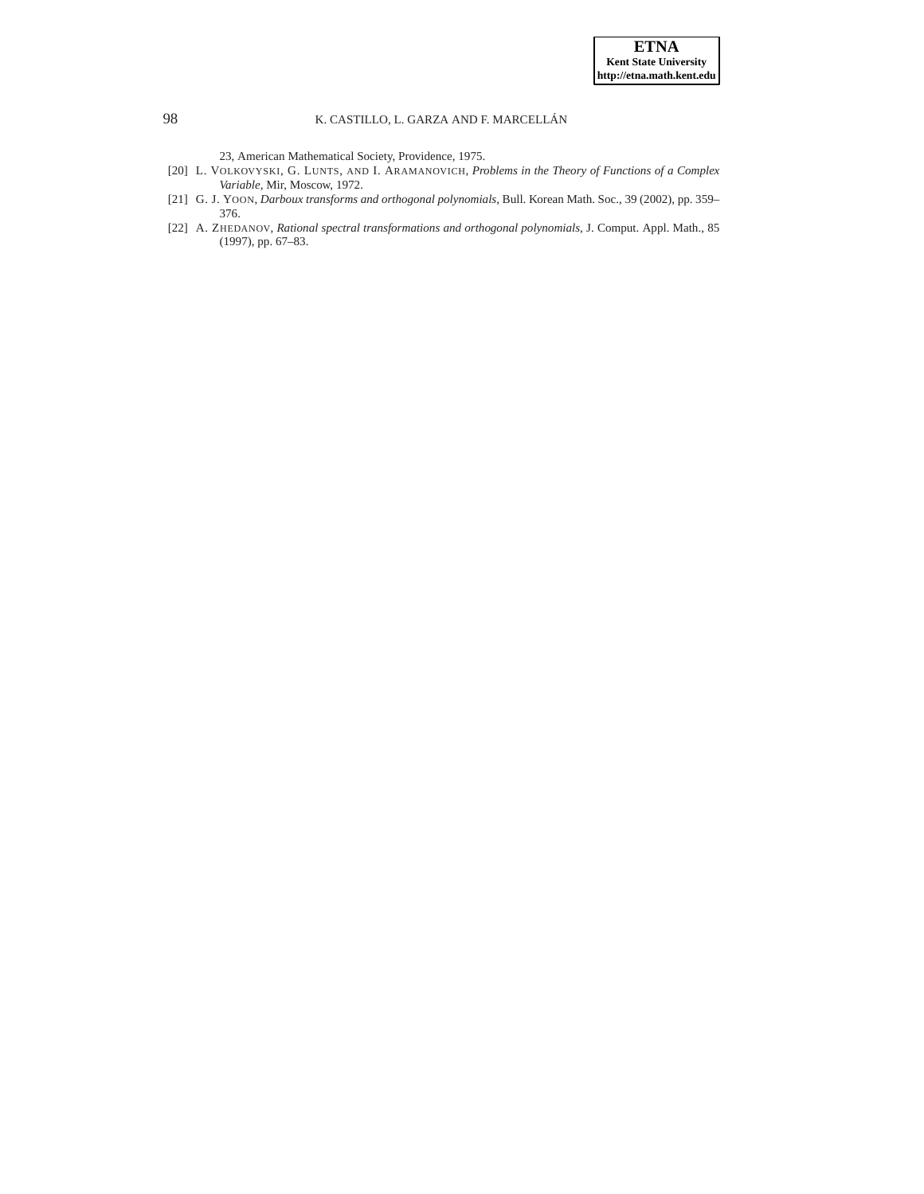23, American Mathematical Society, Providence, 1975.

[20] L. Volkovyski, G. Lunts, and I. Aramanovich, *Problems in the Theory of Functions of a Complex Variable*, Mir, Moscow, 1972.

[21] G. J. Yoon, *Darboux transforms and orthogonal polynomials*, Bull. Korean Math. Soc., 39 (2002), pp. 359–376.

[22] A. Zhedanov, *Rational spectral transformations and orthogonal polynomials*, J. Comput. Appl. Math., 85 (1997), pp. 67–83.